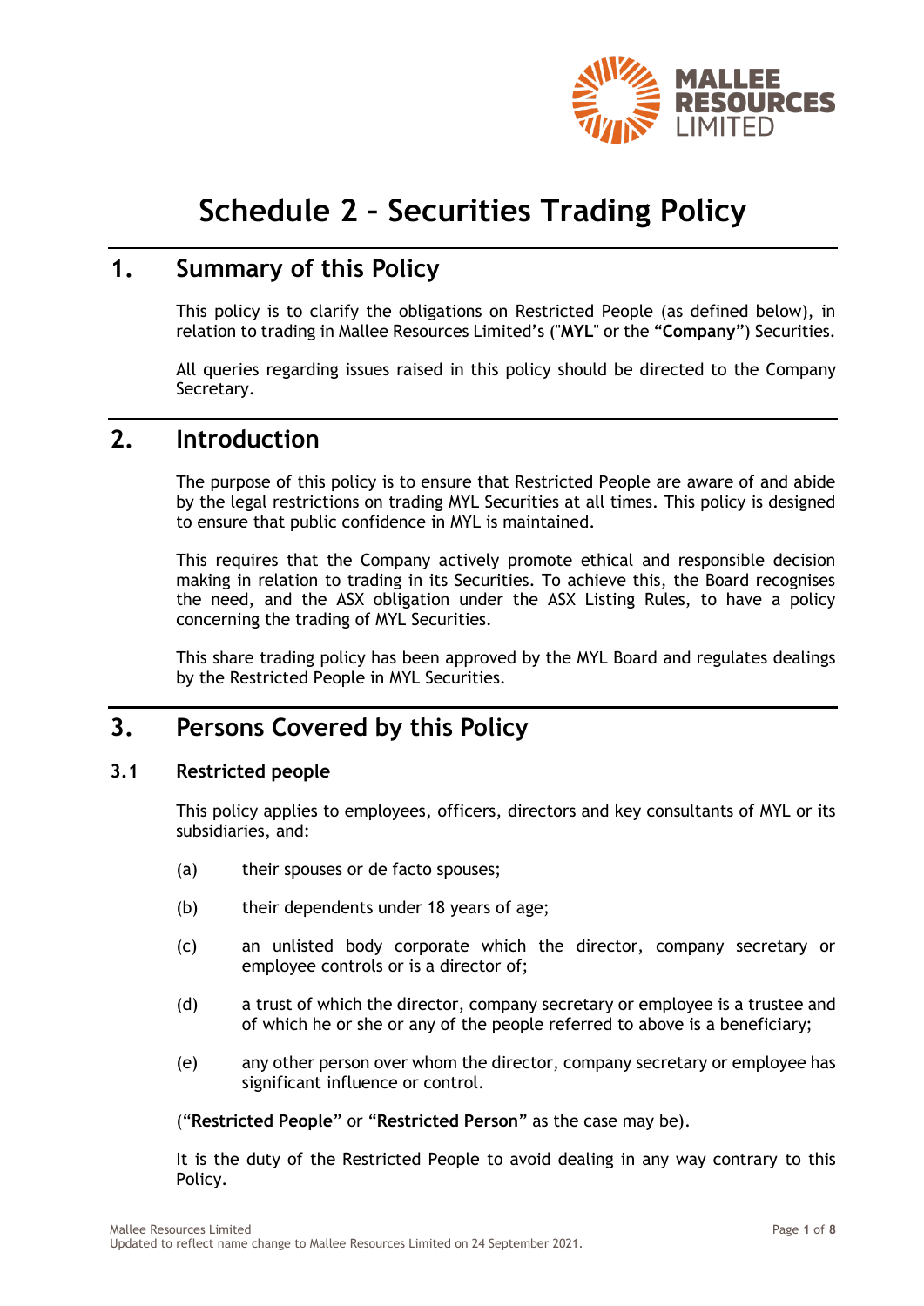# Schedule 2 – Securities Trading Policy

## 1. Summary of this Policy

This policy is to clarify the obligations on Restricted People (as defined below), in relation to trading in Mallee Resources Limited's ("**MYL**" or the "**Company**") Securities.

All queries regarding issues raised in this policy should be directed to the Company Secretary.

## 2. Introduction

The purpose of this policy is to ensure that Restricted People are aware of and abide by the legal restrictions on trading MYL Securities at all times. This policy is designed to ensure that public confidence in MYL is maintained.

This requires that the Company actively promote ethical and responsible decision making in relation to trading in its Securities. To achieve this, the Board recognises the need, and the ASX obligation under the ASX Listing Rules, to have a policy concerning the trading of MYL Securities.

This share trading policy has been approved by the MYL Board and regulates dealings by the Restricted People in MYL Securities.

## 3. Persons Covered by this Policy

### 3.1 Restricted people

This policy applies to employees, officers, directors and key consultants of MYL or its subsidiaries, and:

(a) their spouses or de facto spouses;

(b) their dependents under 18 years of age;

(c) an unlisted body corporate which the director, company secretary or employee controls or is a director of;

(d) a trust of which the director, company secretary or employee is a trustee and of which he or she or any of the people referred to above is a beneficiary;

(e) any other person over whom the director, company secretary or employee has significant influence or control.

("**Restricted People**" or "**Restricted Person**" as the case may be).

It is the duty of the Restricted People to avoid dealing in any way contrary to this Policy.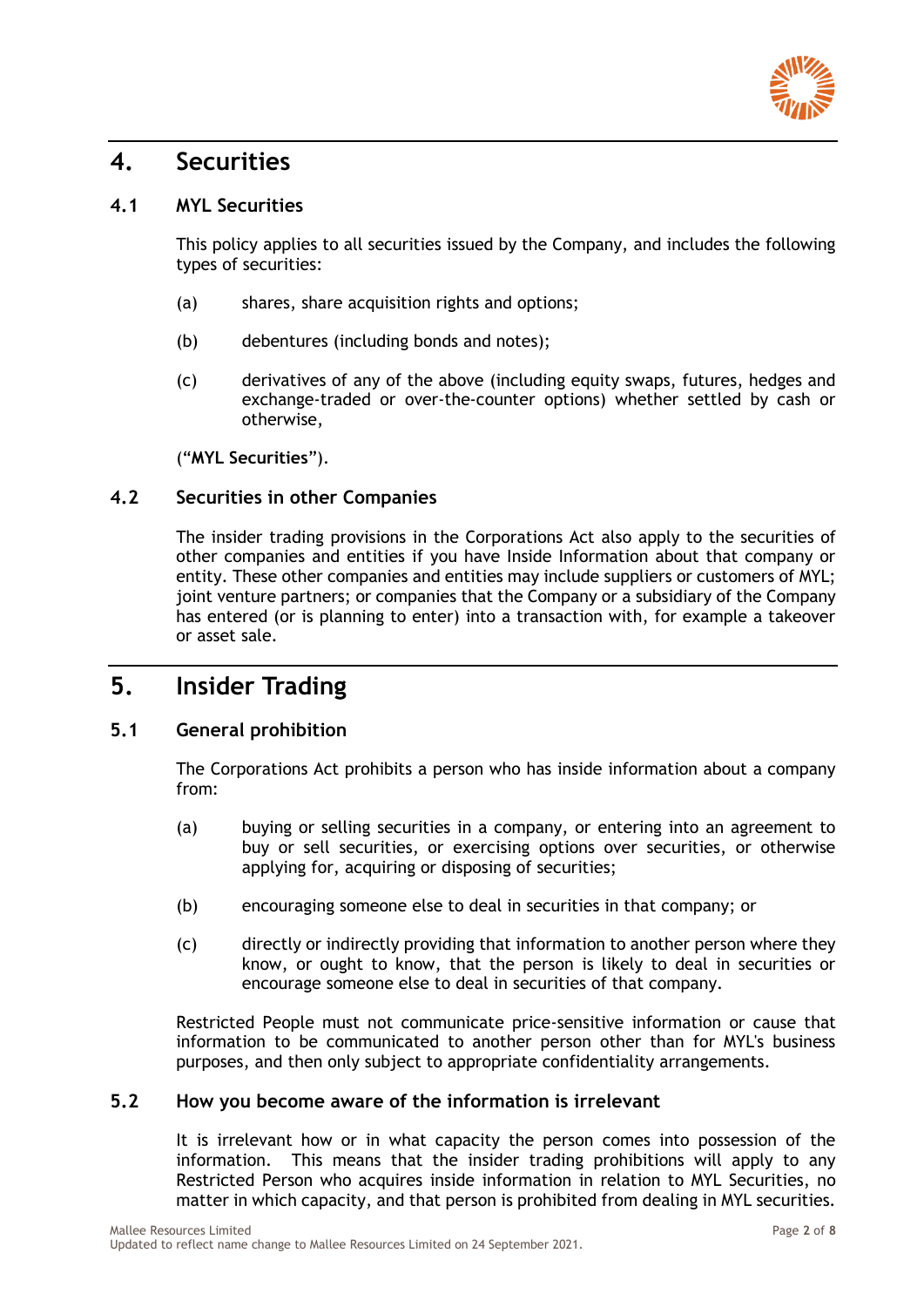# 4. Securities

## 4.1 MYL Securities

This policy applies to all securities issued by the Company, and includes the following types of securities:

(a) shares, share acquisition rights and options;

(b) debentures (including bonds and notes);

(c) derivatives of any of the above (including equity swaps, futures, hedges and exchange-traded or over-the-counter options) whether settled by cash or otherwise,

(“**MYL Securities**”).

## 4.2 Securities in other Companies

The insider trading provisions in the Corporations Act also apply to the securities of other companies and entities if you have Inside Information about that company or entity. These other companies and entities may include suppliers or customers of MYL; joint venture partners; or companies that the Company or a subsidiary of the Company has entered (or is planning to enter) into a transaction with, for example a takeover or asset sale.

# 5. Insider Trading

## 5.1 General prohibition

The Corporations Act prohibits a person who has inside information about a company from:

(a) buying or selling securities in a company, or entering into an agreement to buy or sell securities, or exercising options over securities, or otherwise applying for, acquiring or disposing of securities;

(b) encouraging someone else to deal in securities in that company; or

(c) directly or indirectly providing that information to another person where they know, or ought to know, that the person is likely to deal in securities or encourage someone else to deal in securities of that company.

Restricted People must not communicate price-sensitive information or cause that information to be communicated to another person other than for MYL's business purposes, and then only subject to appropriate confidentiality arrangements.

## 5.2 How you become aware of the information is irrelevant

It is irrelevant how or in what capacity the person comes into possession of the information. This means that the insider trading prohibitions will apply to any Restricted Person who acquires inside information in relation to MYL Securities, no matter in which capacity, and that person is prohibited from dealing in MYL securities.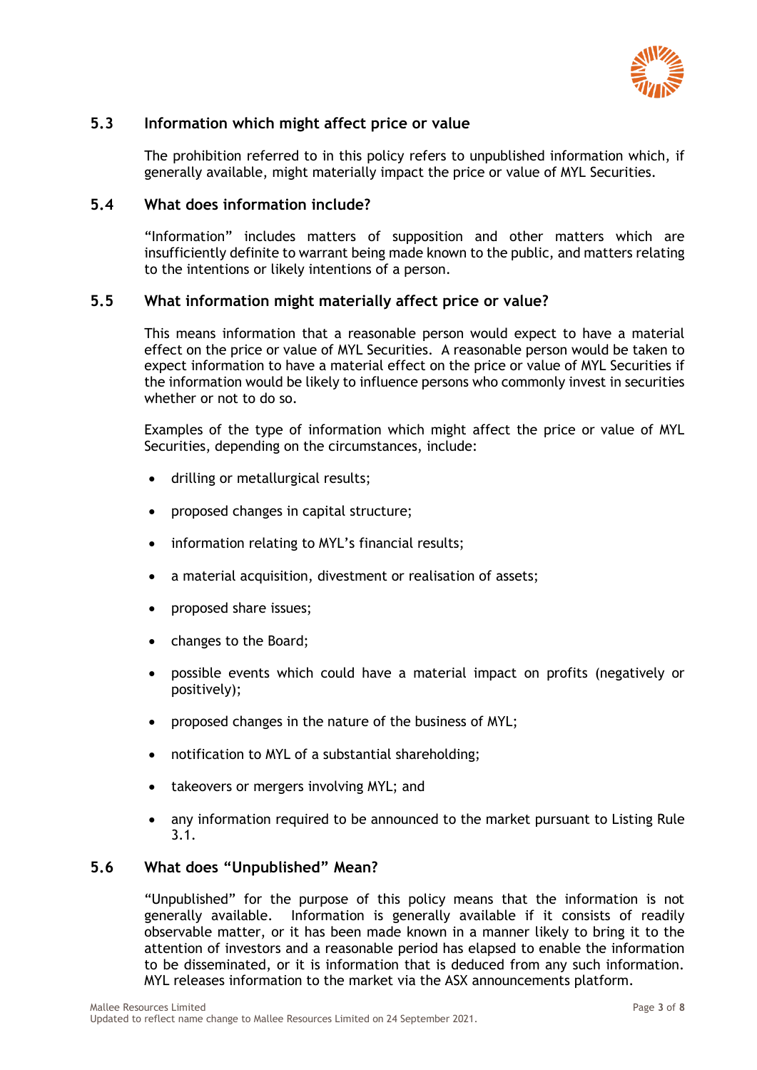### 5.3 Information which might affect price or value

The prohibition referred to in this policy refers to unpublished information which, if generally available, might materially impact the price or value of MYL Securities.

### 5.4 What does information include?

"Information" includes matters of supposition and other matters which are insufficiently definite to warrant being made known to the public, and matters relating to the intentions or likely intentions of a person.

### 5.5 What information might materially affect price or value?

This means information that a reasonable person would expect to have a material effect on the price or value of MYL Securities. A reasonable person would be taken to expect information to have a material effect on the price or value of MYL Securities if the information would be likely to influence persons who commonly invest in securities whether or not to do so.

Examples of the type of information which might affect the price or value of MYL Securities, depending on the circumstances, include:

- drilling or metallurgical results;
- proposed changes in capital structure;
- information relating to MYL's financial results;
- a material acquisition, divestment or realisation of assets;
- proposed share issues;
- changes to the Board;
- possible events which could have a material impact on profits (negatively or positively);
- proposed changes in the nature of the business of MYL;
- notification to MYL of a substantial shareholding;
- takeovers or mergers involving MYL; and
- any information required to be announced to the market pursuant to Listing Rule 3.1.

### 5.6 What does "Unpublished" Mean?

"Unpublished" for the purpose of this policy means that the information is not generally available. Information is generally available if it consists of readily observable matter, or it has been made known in a manner likely to bring it to the attention of investors and a reasonable period has elapsed to enable the information to be disseminated, or it is information that is deduced from any such information. MYL releases information to the market via the ASX announcements platform.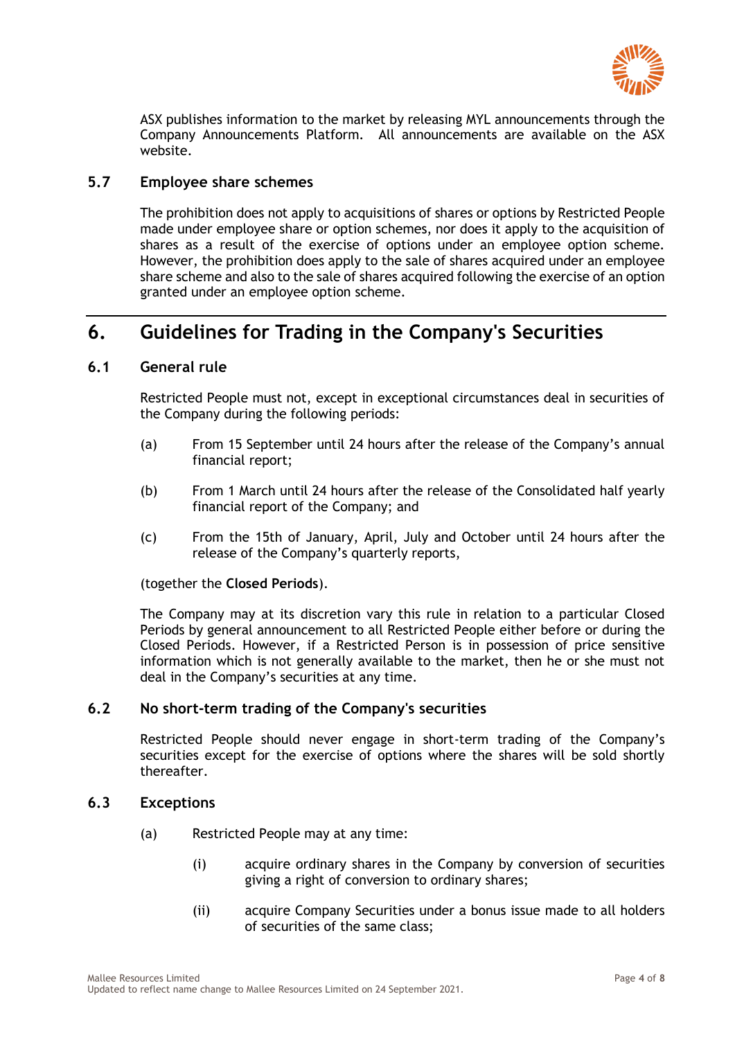ASX publishes information to the market by releasing MYL announcements through the Company Announcements Platform. All announcements are available on the ASX website.

### 5.7 Employee share schemes

The prohibition does not apply to acquisitions of shares or options by Restricted People made under employee share or option schemes, nor does it apply to the acquisition of shares as a result of the exercise of options under an employee option scheme. However, the prohibition does apply to the sale of shares acquired under an employee share scheme and also to the sale of shares acquired following the exercise of an option granted under an employee option scheme.

## 6. Guidelines for Trading in the Company's Securities

### 6.1 General rule

Restricted People must not, except in exceptional circumstances deal in securities of the Company during the following periods:

(a) From 15 September until 24 hours after the release of the Company's annual financial report;

(b) From 1 March until 24 hours after the release of the Consolidated half yearly financial report of the Company; and

(c) From the 15th of January, April, July and October until 24 hours after the release of the Company's quarterly reports,

(together the **Closed Periods**).

The Company may at its discretion vary this rule in relation to a particular Closed Periods by general announcement to all Restricted People either before or during the Closed Periods. However, if a Restricted Person is in possession of price sensitive information which is not generally available to the market, then he or she must not deal in the Company's securities at any time.

### 6.2 No short-term trading of the Company's securities

Restricted People should never engage in short-term trading of the Company's securities except for the exercise of options where the shares will be sold shortly thereafter.

### 6.3 Exceptions

(a) Restricted People may at any time:

(i) acquire ordinary shares in the Company by conversion of securities giving a right of conversion to ordinary shares;

(ii) acquire Company Securities under a bonus issue made to all holders of securities of the same class;

Updated to reflect name change to Mallee Resources Limited on 24 September 2021.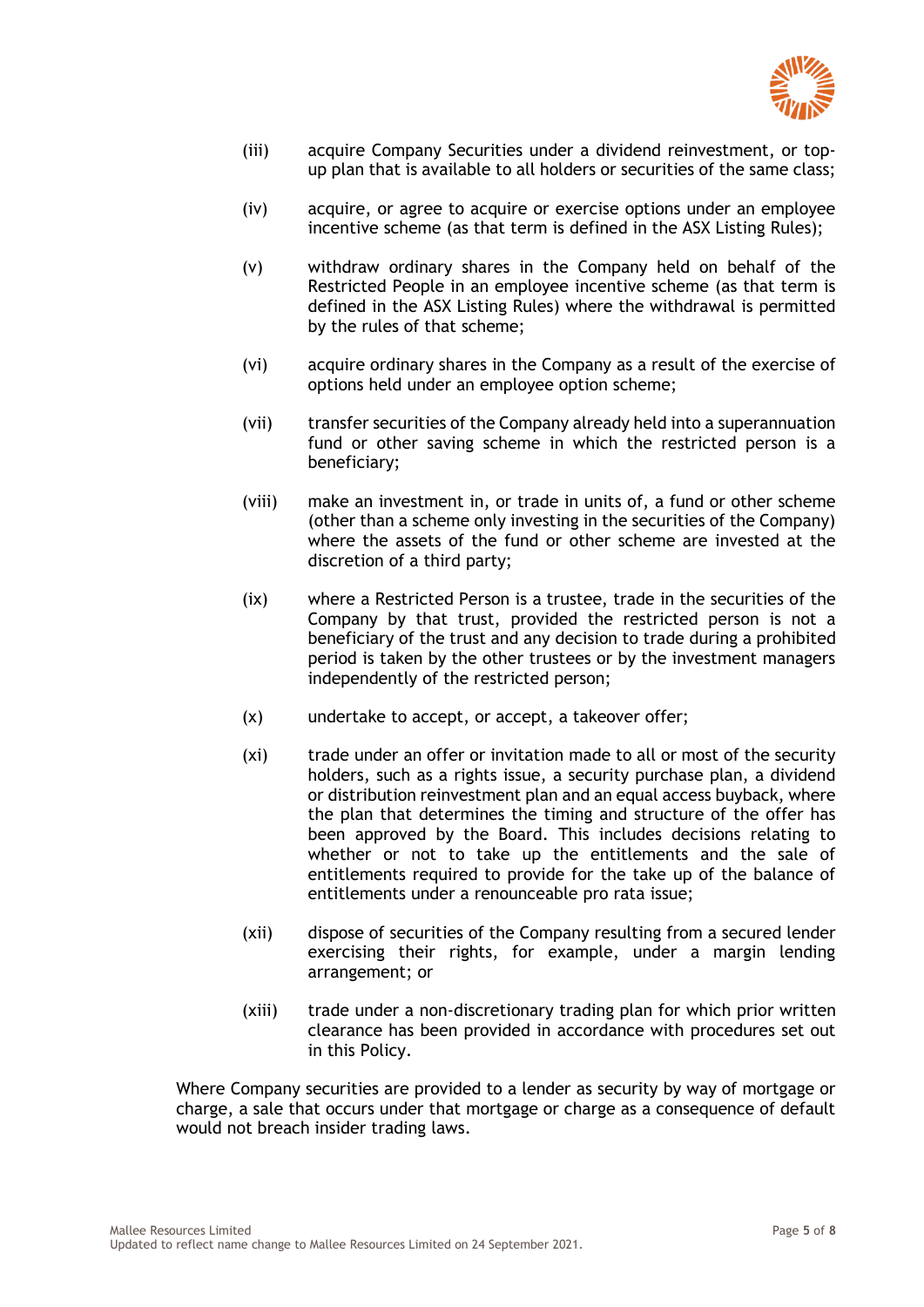(iii) acquire Company Securities under a dividend reinvestment, or top-up plan that is available to all holders or securities of the same class;

(iv) acquire, or agree to acquire or exercise options under an employee incentive scheme (as that term is defined in the ASX Listing Rules);

(v) withdraw ordinary shares in the Company held on behalf of the Restricted People in an employee incentive scheme (as that term is defined in the ASX Listing Rules) where the withdrawal is permitted by the rules of that scheme;

(vi) acquire ordinary shares in the Company as a result of the exercise of options held under an employee option scheme;

(vii) transfer securities of the Company already held into a superannuation fund or other saving scheme in which the restricted person is a beneficiary;

(viii) make an investment in, or trade in units of, a fund or other scheme (other than a scheme only investing in the securities of the Company) where the assets of the fund or other scheme are invested at the discretion of a third party;

(ix) where a Restricted Person is a trustee, trade in the securities of the Company by that trust, provided the restricted person is not a beneficiary of the trust and any decision to trade during a prohibited period is taken by the other trustees or by the investment managers independently of the restricted person;

(x) undertake to accept, or accept, a takeover offer;

(xi) trade under an offer or invitation made to all or most of the security holders, such as a rights issue, a security purchase plan, a dividend or distribution reinvestment plan and an equal access buyback, where the plan that determines the timing and structure of the offer has been approved by the Board. This includes decisions relating to whether or not to take up the entitlements and the sale of entitlements required to provide for the take up of the balance of entitlements under a renounceable pro rata issue;

(xii) dispose of securities of the Company resulting from a secured lender exercising their rights, for example, under a margin lending arrangement; or

(xiii) trade under a non-discretionary trading plan for which prior written clearance has been provided in accordance with procedures set out in this Policy.

Where Company securities are provided to a lender as security by way of mortgage or charge, a sale that occurs under that mortgage or charge as a consequence of default would not breach insider trading laws.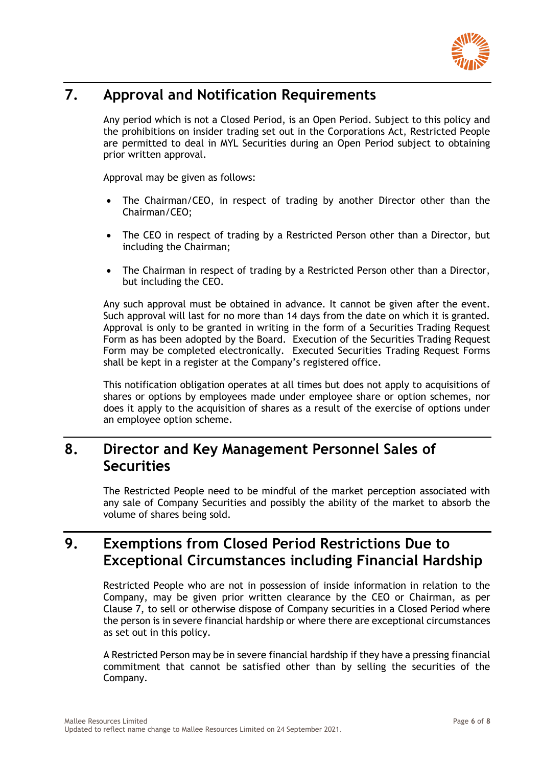## 7. Approval and Notification Requirements

Any period which is not a Closed Period, is an Open Period. Subject to this policy and the prohibitions on insider trading set out in the Corporations Act, Restricted People are permitted to deal in MYL Securities during an Open Period subject to obtaining prior written approval.

Approval may be given as follows:

- The Chairman/CEO, in respect of trading by another Director other than the Chairman/CEO;
- The CEO in respect of trading by a Restricted Person other than a Director, but including the Chairman;
- The Chairman in respect of trading by a Restricted Person other than a Director, but including the CEO.

Any such approval must be obtained in advance. It cannot be given after the event. Such approval will last for no more than 14 days from the date on which it is granted. Approval is only to be granted in writing in the form of a Securities Trading Request Form as has been adopted by the Board. Execution of the Securities Trading Request Form may be completed electronically. Executed Securities Trading Request Forms shall be kept in a register at the Company's registered office.

This notification obligation operates at all times but does not apply to acquisitions of shares or options by employees made under employee share or option schemes, nor does it apply to the acquisition of shares as a result of the exercise of options under an employee option scheme.

## 8. Director and Key Management Personnel Sales of Securities

The Restricted People need to be mindful of the market perception associated with any sale of Company Securities and possibly the ability of the market to absorb the volume of shares being sold.

## 9. Exemptions from Closed Period Restrictions Due to Exceptional Circumstances including Financial Hardship

Restricted People who are not in possession of inside information in relation to the Company, may be given prior written clearance by the CEO or Chairman, as per Clause 7, to sell or otherwise dispose of Company securities in a Closed Period where the person is in severe financial hardship or where there are exceptional circumstances as set out in this policy.

A Restricted Person may be in severe financial hardship if they have a pressing financial commitment that cannot be satisfied other than by selling the securities of the Company.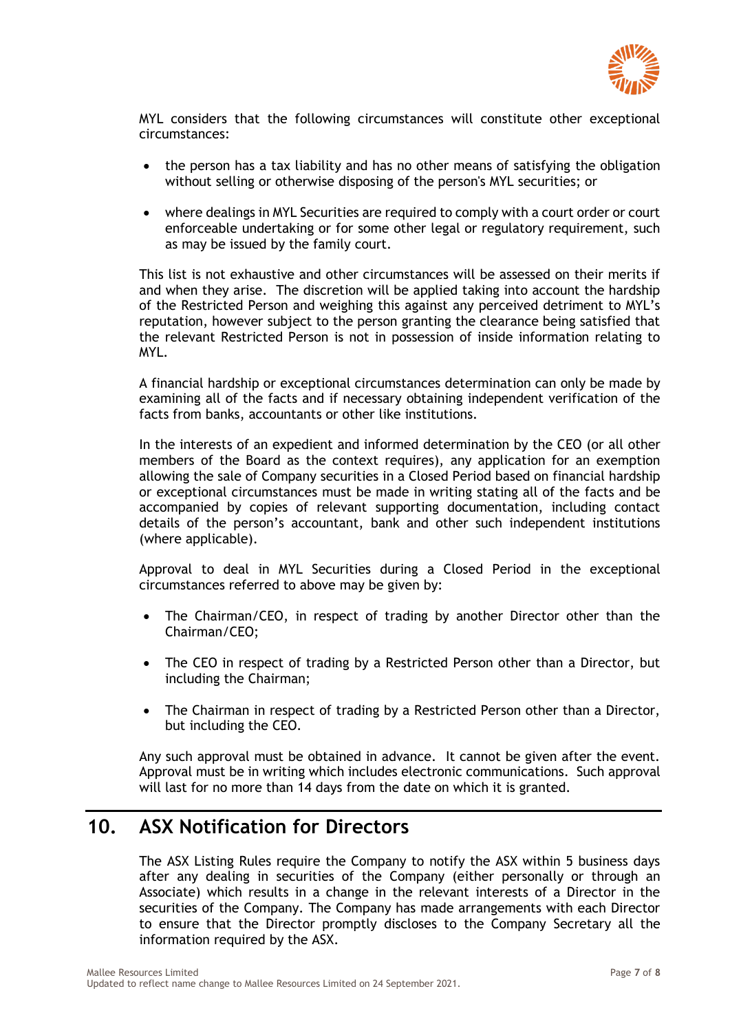MYL considers that the following circumstances will constitute other exceptional circumstances:

- the person has a tax liability and has no other means of satisfying the obligation without selling or otherwise disposing of the person's MYL securities; or
- where dealings in MYL Securities are required to comply with a court order or court enforceable undertaking or for some other legal or regulatory requirement, such as may be issued by the family court.

This list is not exhaustive and other circumstances will be assessed on their merits if and when they arise. The discretion will be applied taking into account the hardship of the Restricted Person and weighing this against any perceived detriment to MYL's reputation, however subject to the person granting the clearance being satisfied that the relevant Restricted Person is not in possession of inside information relating to MYL.

A financial hardship or exceptional circumstances determination can only be made by examining all of the facts and if necessary obtaining independent verification of the facts from banks, accountants or other like institutions.

In the interests of an expedient and informed determination by the CEO (or all other members of the Board as the context requires), any application for an exemption allowing the sale of Company securities in a Closed Period based on financial hardship or exceptional circumstances must be made in writing stating all of the facts and be accompanied by copies of relevant supporting documentation, including contact details of the person's accountant, bank and other such independent institutions (where applicable).

Approval to deal in MYL Securities during a Closed Period in the exceptional circumstances referred to above may be given by:

- The Chairman/CEO, in respect of trading by another Director other than the Chairman/CEO;
- The CEO in respect of trading by a Restricted Person other than a Director, but including the Chairman;
- The Chairman in respect of trading by a Restricted Person other than a Director, but including the CEO.

Any such approval must be obtained in advance. It cannot be given after the event. Approval must be in writing which includes electronic communications. Such approval will last for no more than 14 days from the date on which it is granted.

## 10. ASX Notification for Directors

The ASX Listing Rules require the Company to notify the ASX within 5 business days after any dealing in securities of the Company (either personally or through an Associate) which results in a change in the relevant interests of a Director in the securities of the Company. The Company has made arrangements with each Director to ensure that the Director promptly discloses to the Company Secretary all the information required by the ASX.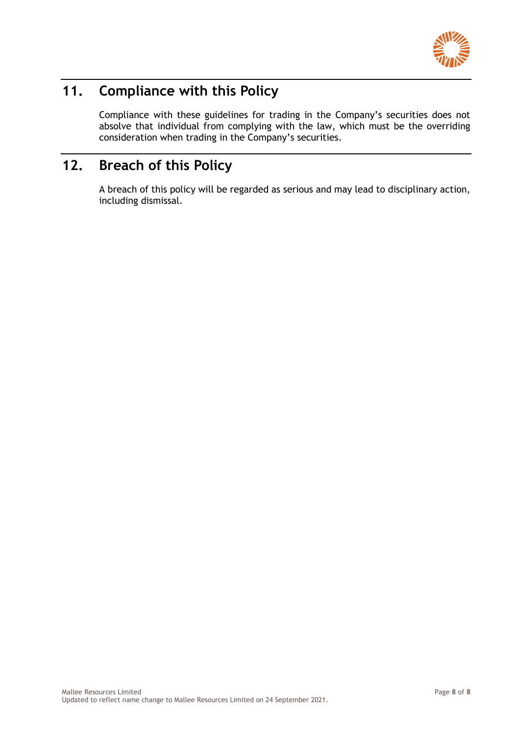## 11. Compliance with this Policy

Compliance with these guidelines for trading in the Company's securities does not absolve that individual from complying with the law, which must be the overriding consideration when trading in the Company's securities.

## 12. Breach of this Policy

A breach of this policy will be regarded as serious and may lead to disciplinary action, including dismissal.